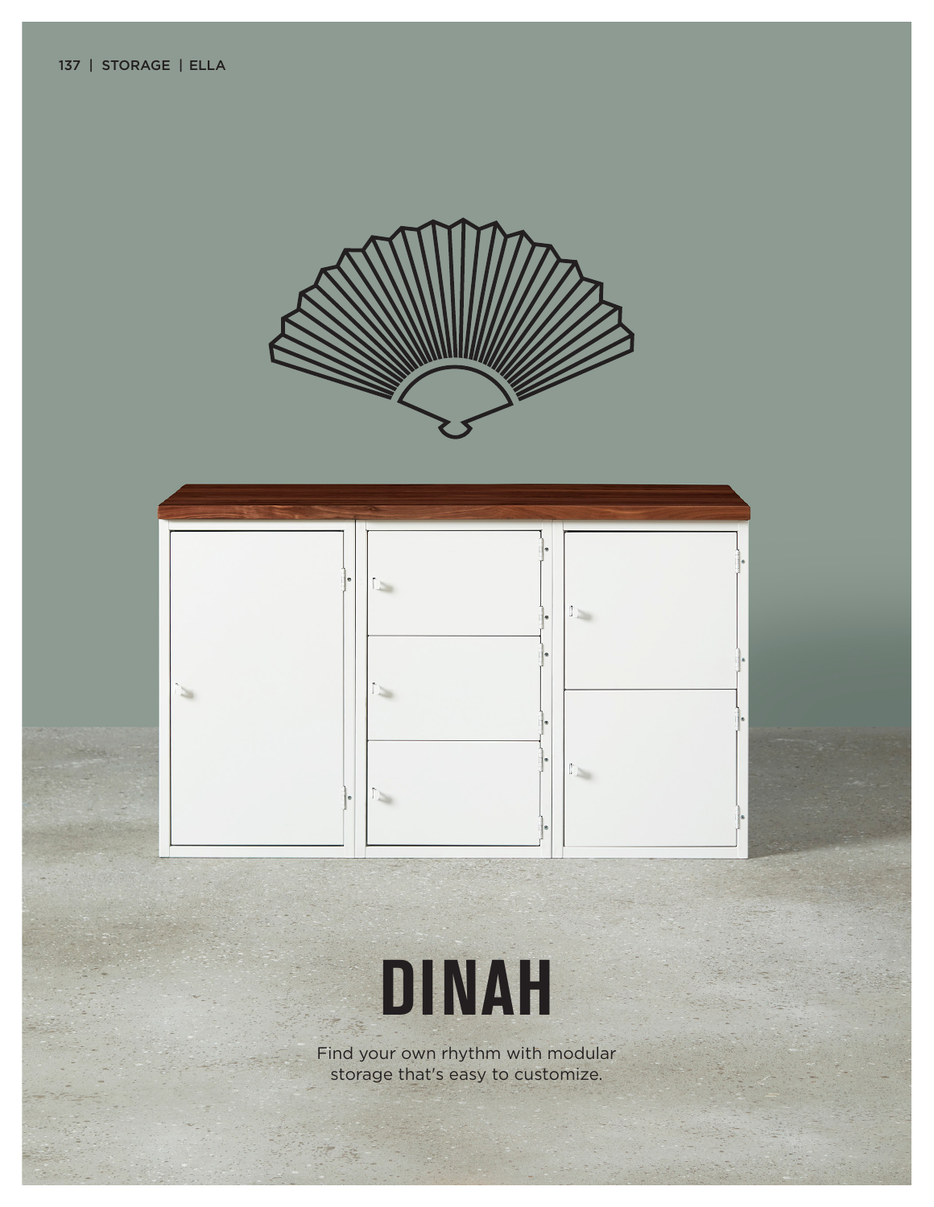# DINAH

Find your own rhythm with modular storage that's easy to customize.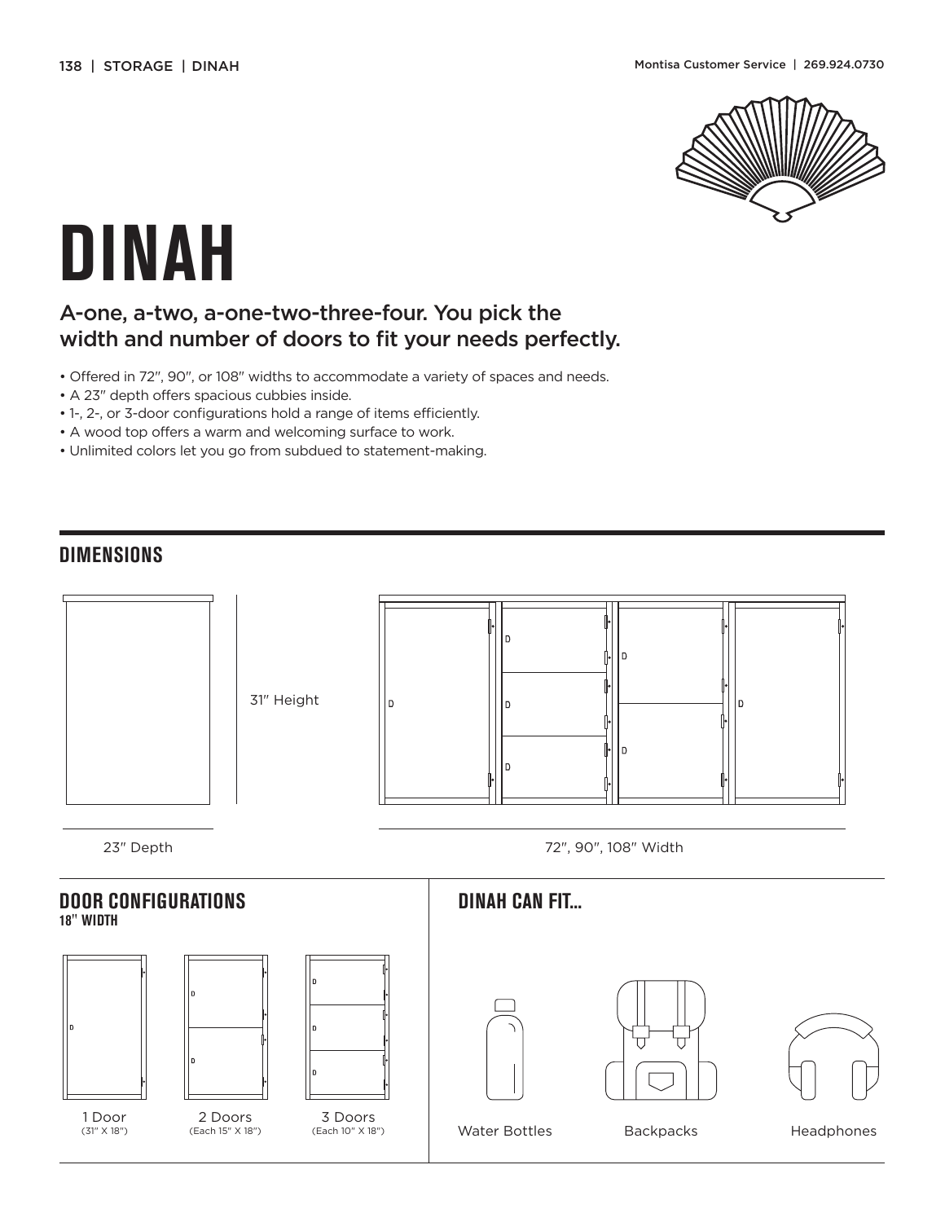# DINAH

## A-one, a-two, a-one-two-three-four. You pick the width and number of doors to fit your needs perfectly.

- Offered in 72″, 90″, or 108″ widths to accommodate a variety of spaces and needs.
- A 23″ depth offers spacious cubbies inside.
- 1-, 2-, or 3-door configurations hold a range of items efficiently.
- A wood top offers a warm and welcoming surface to work.
- Unlimited colors let you go from subdued to statement-making.

## DIMENSIONS

31″ Height

23″ Depth

72″, 90″, 108″ Width

## DOOR CONFIGURATIONS

**18″ WIDTH**

1 Door (31″ X 18″)

2 Doors (Each 15″ X 18″)

3 Doors (Each 10″ X 18″)

## DINAH CAN FIT...

Water Bottles

Backpacks

Headphones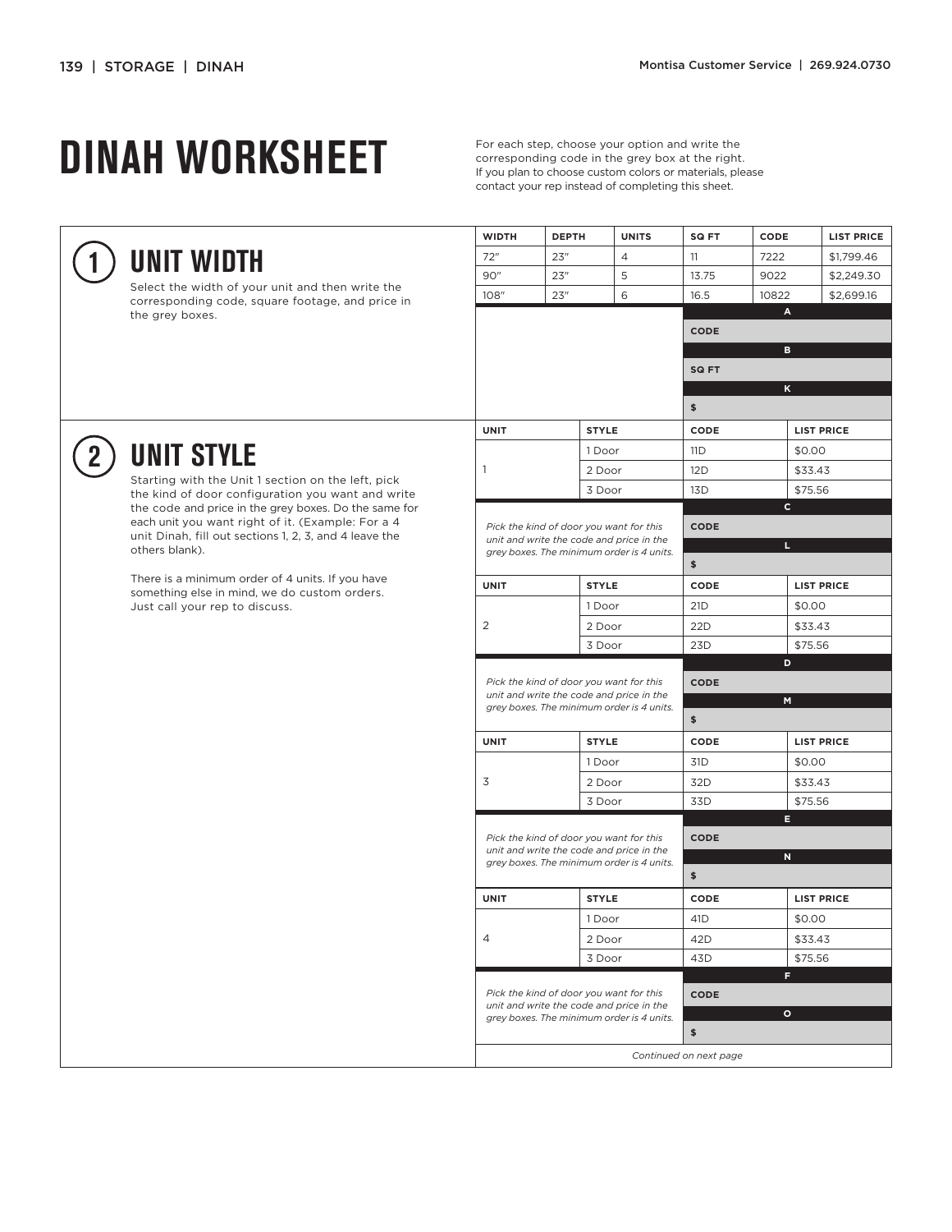# DINAH WORKSHEET

For each step, choose your option and write the corresponding code in the grey box at the right. If you plan to choose custom colors or materials, please contact your rep instead of completing this sheet.

## 1 UNIT WIDTH

Select the width of your unit and then write the corresponding code, square footage, and price in the grey boxes.

| WIDTH | DEPTH | UNITS | SQ FT | CODE | LIST PRICE |
|---|---|---|---|---|---|
| 72″ | 23″ | 4 | 11 | 7222 | $1,799.46 |
| 90″ | 23″ | 5 | 13.75 | 9022 | $2,249.30 |
| 108″ | 23″ | 6 | 16.5 | 10822 | $2,699.16 |

| A | |
|---|---|
| CODE | |
| **B** | |
| SQ FT | |
| **K** | |
| $ | |

## 2 UNIT STYLE

Starting with the Unit 1 section on the left, pick the kind of door configuration you want and write the code and price in the grey boxes. Do the same for each unit you want right of it. (Example: For a 4 unit Dinah, fill out sections 1, 2, 3, and 4 leave the others blank).

There is a minimum order of 4 units. If you have something else in mind, we do custom orders. Just call your rep to discuss.

| UNIT | STYLE | CODE | LIST PRICE |
|---|---|---|---|
| 1 | 1 Door | 11D | $0.00 |
| | 2 Door | 12D | $33.43 |
| | 3 Door | 13D | $75.56 |

*Pick the kind of door you want for this unit and write the code and price in the grey boxes. The minimum order is 4 units.*

| C | |
|---|---|
| CODE | |
| **L** | |
| $ | |

| UNIT | STYLE | CODE | LIST PRICE |
|---|---|---|---|
| 2 | 1 Door | 21D | $0.00 |
| | 2 Door | 22D | $33.43 |
| | 3 Door | 23D | $75.56 |

*Pick the kind of door you want for this unit and write the code and price in the grey boxes. The minimum order is 4 units.*

| D | |
|---|---|
| CODE | |
| **M** | |
| $ | |

| UNIT | STYLE | CODE | LIST PRICE |
|---|---|---|---|
| 3 | 1 Door | 31D | $0.00 |
| | 2 Door | 32D | $33.43 |
| | 3 Door | 33D | $75.56 |

*Pick the kind of door you want for this unit and write the code and price in the grey boxes. The minimum order is 4 units.*

| E | |
|---|---|
| CODE | |
| **N** | |
| $ | |

| UNIT | STYLE | CODE | LIST PRICE |
|---|---|---|---|
| 4 | 1 Door | 41D | $0.00 |
| | 2 Door | 42D | $33.43 |
| | 3 Door | 43D | $75.56 |

*Pick the kind of door you want for this unit and write the code and price in the grey boxes. The minimum order is 4 units.*

| F | |
|---|---|
| CODE | |
| **O** | |
| $ | |

*Continued on next page*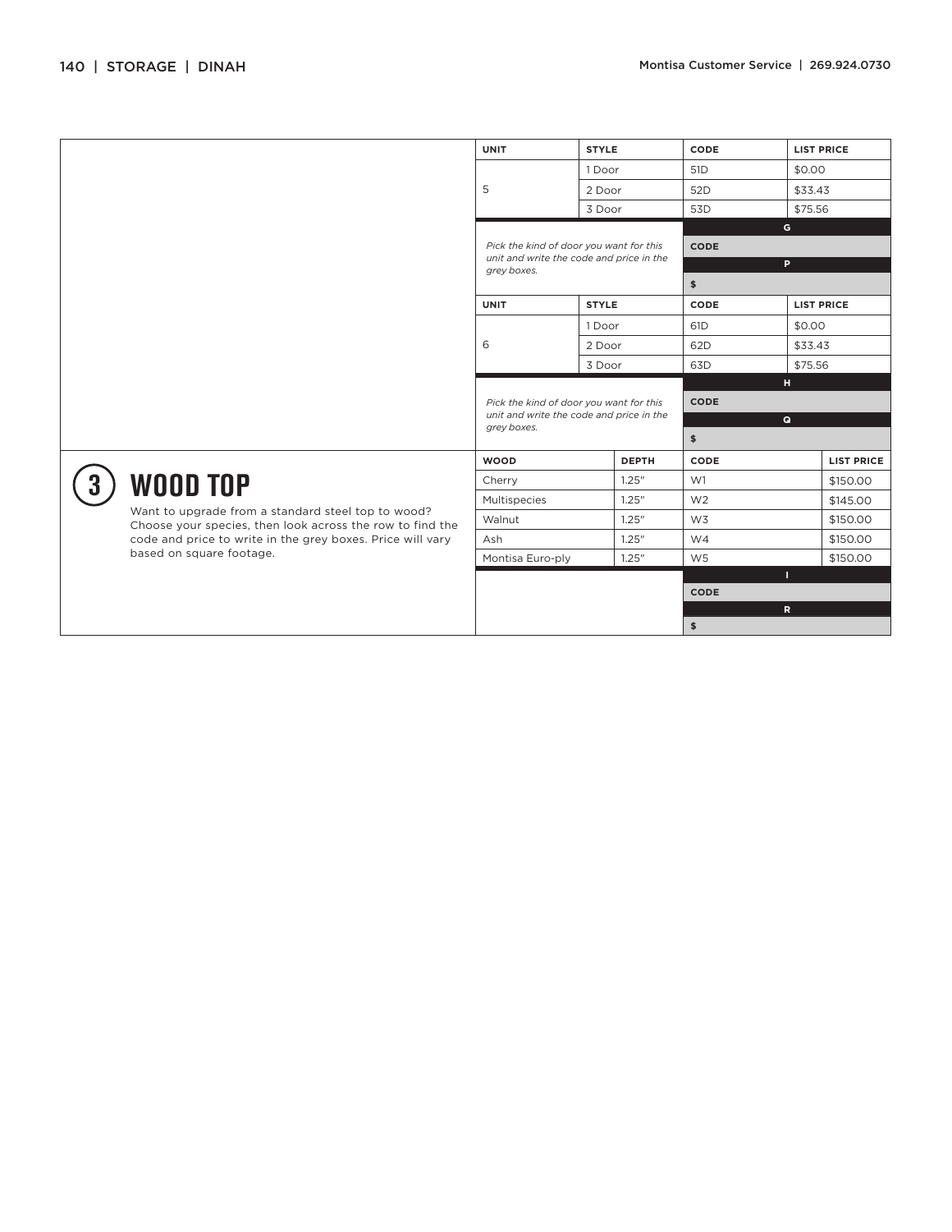| UNIT | STYLE | CODE | LIST PRICE |
|---|---|---|---|
| 5 | 1 Door | 51D | $0.00 |
| | 2 Door | 52D | $33.43 |
| | 3 Door | 53D | $75.56 |

*Pick the kind of door you want for this unit and write the code and price in the grey boxes.*

| G |
|---|
| CODE |
| **P** |
| $ |

| UNIT | STYLE | CODE | LIST PRICE |
|---|---|---|---|
| 6 | 1 Door | 61D | $0.00 |
| | 2 Door | 62D | $33.43 |
| | 3 Door | 63D | $75.56 |

*Pick the kind of door you want for this unit and write the code and price in the grey boxes.*

| H |
|---|
| CODE |
| **Q** |
| $ |

## 3 WOOD TOP

Want to upgrade from a standard steel top to wood? Choose your species, then look across the row to find the code and price to write in the grey boxes. Price will vary based on square footage.

| WOOD | DEPTH | CODE | LIST PRICE |
|---|---|---|---|
| Cherry | 1.25" | W1 | $150.00 |
| Multispecies | 1.25" | W2 | $145.00 |
| Walnut | 1.25" | W3 | $150.00 |
| Ash | 1.25" | W4 | $150.00 |
| Montisa Euro-ply | 1.25" | W5 | $150.00 |

| I |
|---|
| CODE |
| **R** |
| $ |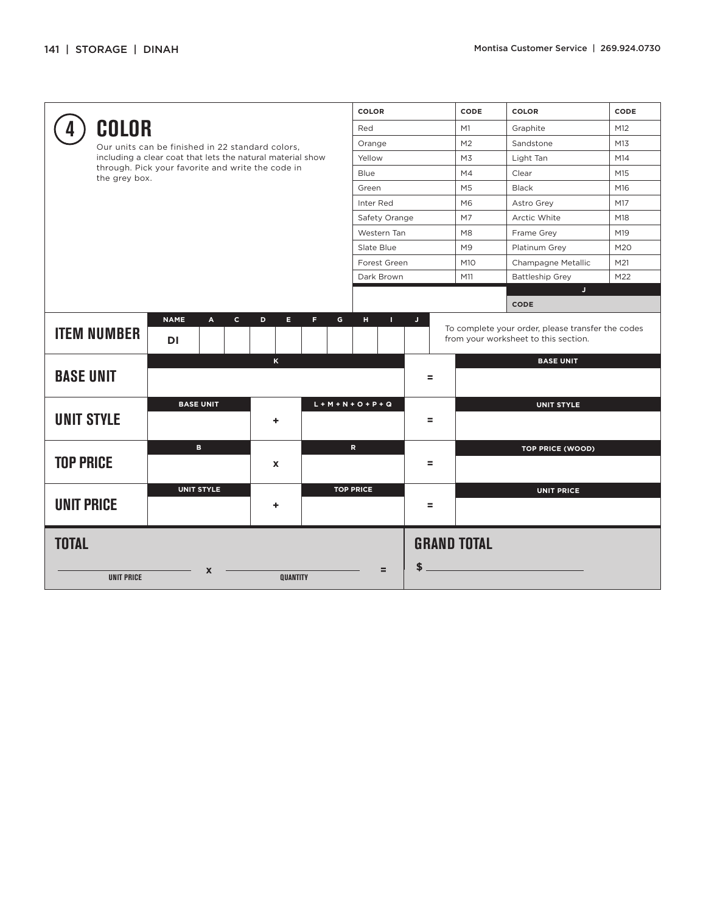## 4 COLOR

Our units can be finished in 22 standard colors, including a clear coat that lets the natural material show through. Pick your favorite and write the code in the grey box.

| COLOR | CODE | COLOR | CODE |
|---|---|---|---|
| Red | M1 | Graphite | M12 |
| Orange | M2 | Sandstone | M13 |
| Yellow | M3 | Light Tan | M14 |
| Blue | M4 | Clear | M15 |
| Green | M5 | Black | M16 |
| Inter Red | M6 | Astro Grey | M17 |
| Safety Orange | M7 | Arctic White | M18 |
| Western Tan | M8 | Frame Grey | M19 |
| Slate Blue | M9 | Platinum Grey | M20 |
| Forest Green | M10 | Champagne Metallic | M21 |
| Dark Brown | M11 | Battleship Grey | M22 |

J

CODE

## ITEM NUMBER

| NAME | A | C | D | E | F | G | H | I | J |
|---|---|---|---|---|---|---|---|---|---|
| DI | | | | | | | | | |

To complete your order, please transfer the codes from your worksheet to this section.

## BASE UNIT

K = BASE UNIT

## UNIT STYLE

BASE UNIT + L + M + N + O + P + Q = UNIT STYLE

## TOP PRICE

B x R = TOP PRICE (WOOD)

## UNIT PRICE

UNIT STYLE + TOP PRICE = UNIT PRICE

## TOTAL

UNIT PRICE x QUANTITY =

## GRAND TOTAL

$